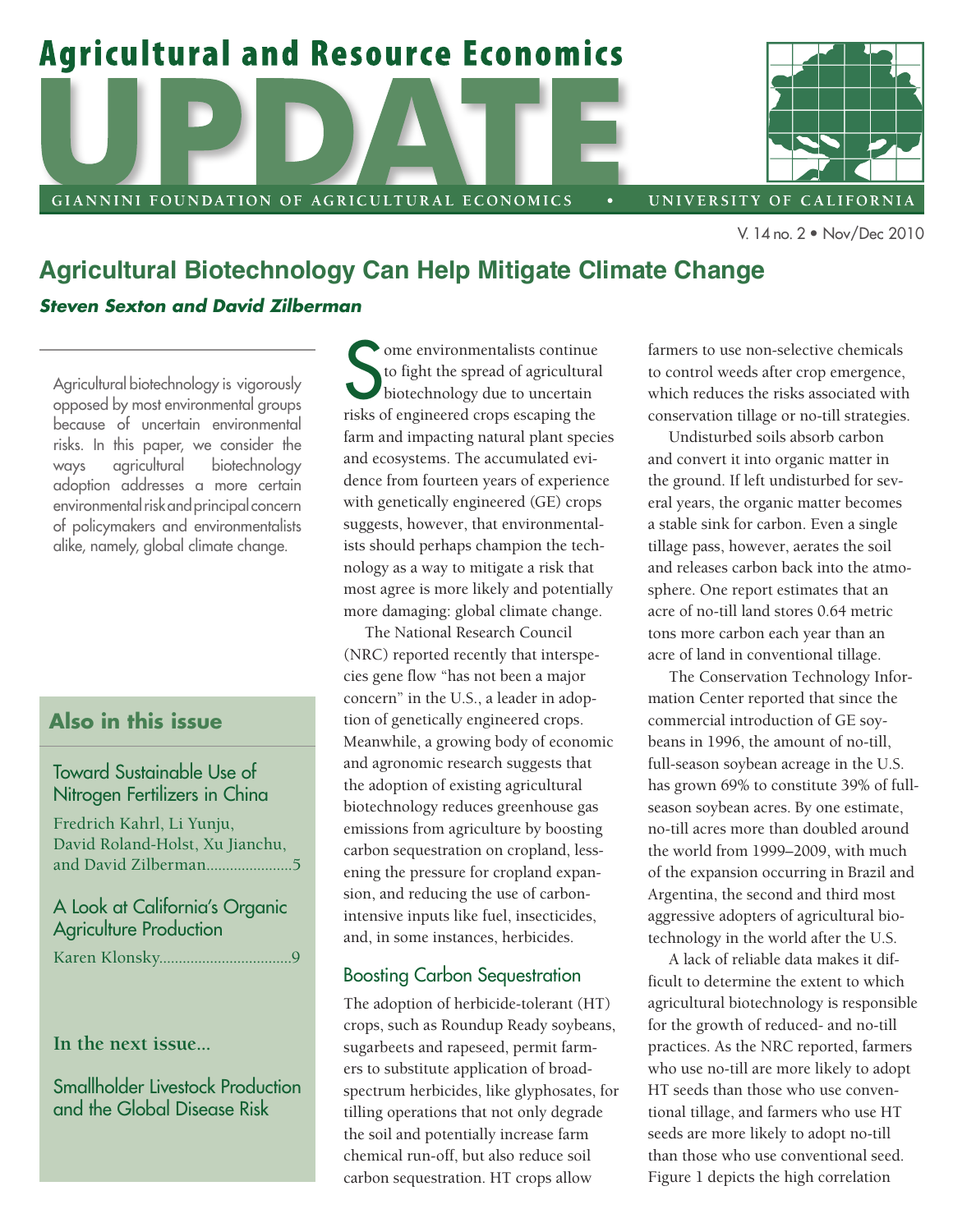# Agricultural and Resource Economics UPDATE

GIANNINI FOUNDATION OF AGRICULTURAL ECONOMICS • UNIVERSITY OF CALIFORNIA

V. 14 no. 2 • Nov/Dec 2010

## Agricultural Biotechnology Can Help Mitigate Climate Change

***Steven Sexton and David Zilberman***

Agricultural biotechnology is vigorously opposed by most environmental groups because of uncertain environmental risks. In this paper, we consider the ways agricultural biotechnology adoption addresses a more certain environmental risk and principal concern of policymakers and environmentalists alike, namely, global climate change.

Some environmentalists continue to fight the spread of agricultural biotechnology due to uncertain risks of engineered crops escaping the farm and impacting natural plant species and ecosystems. The accumulated evidence from fourteen years of experience with genetically engineered (GE) crops suggests, however, that environmentalists should perhaps champion the technology as a way to mitigate a risk that most agree is more likely and potentially more damaging: global climate change.

The National Research Council (NRC) reported recently that interspecies gene flow "has not been a major concern" in the U.S., a leader in adoption of genetically engineered crops. Meanwhile, a growing body of economic and agronomic research suggests that the adoption of existing agricultural biotechnology reduces greenhouse gas emissions from agriculture by boosting carbon sequestration on cropland, lessening the pressure for cropland expansion, and reducing the use of carbon-intensive inputs like fuel, insecticides, and, in some instances, herbicides.

### Boosting Carbon Sequestration

The adoption of herbicide-tolerant (HT) crops, such as Roundup Ready soybeans, sugarbeets and rapeseed, permit farmers to substitute application of broad-spectrum herbicides, like glyphosates, for tilling operations that not only degrade the soil and potentially increase farm chemical run-off, but also reduce soil carbon sequestration. HT crops allow farmers to use non-selective chemicals to control weeds after crop emergence, which reduces the risks associated with conservation tillage or no-till strategies.

Undisturbed soils absorb carbon and convert it into organic matter in the ground. If left undisturbed for several years, the organic matter becomes a stable sink for carbon. Even a single tillage pass, however, aerates the soil and releases carbon back into the atmosphere. One report estimates that an acre of no-till land stores 0.64 metric tons more carbon each year than an acre of land in conventional tillage.

The Conservation Technology Information Center reported that since the commercial introduction of GE soybeans in 1996, the amount of no-till, full-season soybean acreage in the U.S. has grown 69% to constitute 39% of full-season soybean acres. By one estimate, no-till acres more than doubled around the world from 1999–2009, with much of the expansion occurring in Brazil and Argentina, the second and third most aggressive adopters of agricultural biotechnology in the world after the U.S.

A lack of reliable data makes it difficult to determine the extent to which agricultural biotechnology is responsible for the growth of reduced- and no-till practices. As the NRC reported, farmers who use no-till are more likely to adopt HT seeds than those who use conventional tillage, and farmers who use HT seeds are more likely to adopt no-till than those who use conventional seed. Figure 1 depicts the high correlation

### Also in this issue

**Toward Sustainable Use of Nitrogen Fertilizers in China**
Fredrich Kahrl, Li Yunju, David Roland-Holst, Xu Jianchu, and David Zilberman......................5

**A Look at California's Organic Agriculture Production**
Karen Klonsky..................................9

**In the next issue...**

Smallholder Livestock Production and the Global Disease Risk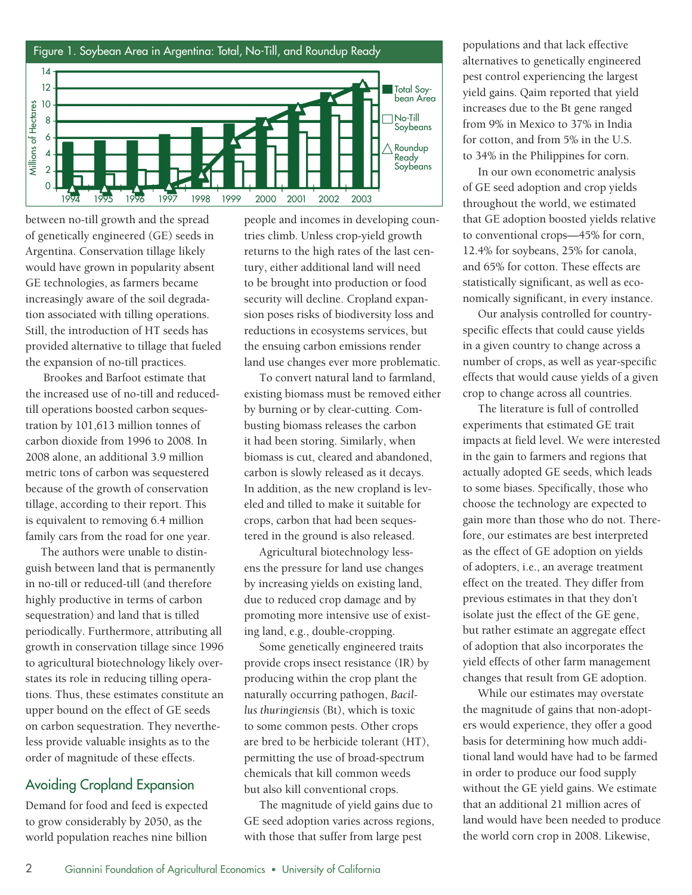Figure 1. Soybean Area in Argentina: Total, No-Till, and Roundup Ready

between no-till growth and the spread of genetically engineered (GE) seeds in Argentina. Conservation tillage likely would have grown in popularity absent GE technologies, as farmers became increasingly aware of the soil degradation associated with tilling operations. Still, the introduction of HT seeds has provided alternative to tillage that fueled the expansion of no-till practices.

Brookes and Barfoot estimate that the increased use of no-till and reduced-till operations boosted carbon sequestration by 101,613 million tonnes of carbon dioxide from 1996 to 2008. In 2008 alone, an additional 3.9 million metric tons of carbon was sequestered because of the growth of conservation tillage, according to their report. This is equivalent to removing 6.4 million family cars from the road for one year.

The authors were unable to distinguish between land that is permanently in no-till or reduced-till (and therefore highly productive in terms of carbon sequestration) and land that is tilled periodically. Furthermore, attributing all growth in conservation tillage since 1996 to agricultural biotechnology likely overstates its role in reducing tilling operations. Thus, these estimates constitute an upper bound on the effect of GE seeds on carbon sequestration. They nevertheless provide valuable insights as to the order of magnitude of these effects.

## Avoiding Cropland Expansion

Demand for food and feed is expected to grow considerably by 2050, as the world population reaches nine billion people and incomes in developing countries climb. Unless crop-yield growth returns to the high rates of the last century, either additional land will need to be brought into production or food security will decline. Cropland expansion poses risks of biodiversity loss and reductions in ecosystems services, but the ensuing carbon emissions render land use changes ever more problematic.

To convert natural land to farmland, existing biomass must be removed either by burning or by clear-cutting. Combusting biomass releases the carbon it had been storing. Similarly, when biomass is cut, cleared and abandoned, carbon is slowly released as it decays. In addition, as the new cropland is leveled and tilled to make it suitable for crops, carbon that had been sequestered in the ground is also released.

Agricultural biotechnology lessens the pressure for land use changes by increasing yields on existing land, due to reduced crop damage and by promoting more intensive use of existing land, e.g., double-cropping.

Some genetically engineered traits provide crops insect resistance (IR) by producing within the crop plant the naturally occurring pathogen, *Bacillus thuringiensis* (Bt), which is toxic to some common pests. Other crops are bred to be herbicide tolerant (HT), permitting the use of broad-spectrum chemicals that kill common weeds but also kill conventional crops.

The magnitude of yield gains due to GE seed adoption varies across regions, with those that suffer from large pest populations and that lack effective alternatives to genetically engineered pest control experiencing the largest yield gains. Qaim reported that yield increases due to the Bt gene ranged from 9% in Mexico to 37% in India for cotton, and from 5% in the U.S. to 34% in the Philippines for corn.

In our own econometric analysis of GE seed adoption and crop yields throughout the world, we estimated that GE adoption boosted yields relative to conventional crops—45% for corn, 12.4% for soybeans, 25% for canola, and 65% for cotton. These effects are statistically significant, as well as economically significant, in every instance.

Our analysis controlled for country-specific effects that could cause yields in a given country to change across a number of crops, as well as year-specific effects that would cause yields of a given crop to change across all countries.

The literature is full of controlled experiments that estimated GE trait impacts at field level. We were interested in the gain to farmers and regions that actually adopted GE seeds, which leads to some biases. Specifically, those who choose the technology are expected to gain more than those who do not. Therefore, our estimates are best interpreted as the effect of GE adoption on yields of adopters, i.e., an average treatment effect on the treated. They differ from previous estimates in that they don't isolate just the effect of the GE gene, but rather estimate an aggregate effect of adoption that also incorporates the yield effects of other farm management changes that result from GE adoption.

While our estimates may overstate the magnitude of gains that non-adopters would experience, they offer a good basis for determining how much additional land would have had to be farmed in order to produce our food supply without the GE yield gains. We estimate that an additional 21 million acres of land would have been needed to produce the world corn crop in 2008. Likewise,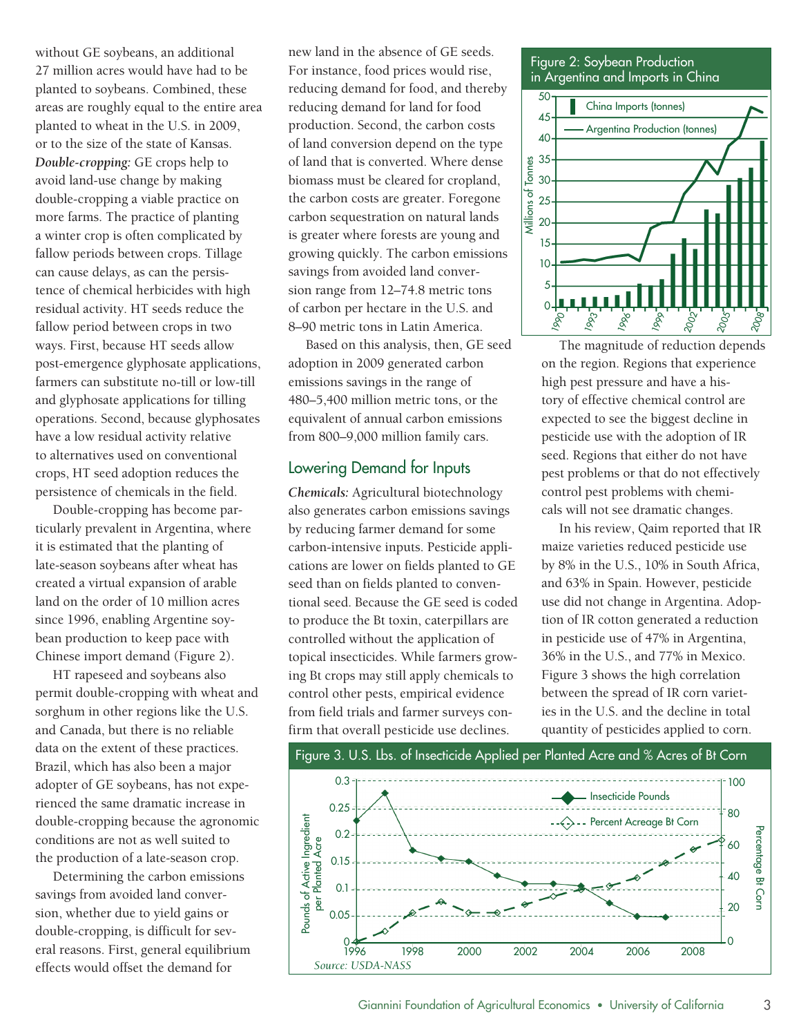without GE soybeans, an additional 27 million acres would have had to be planted to soybeans. Combined, these areas are roughly equal to the entire area planted to wheat in the U.S. in 2009, or to the size of the state of Kansas.

***Double-cropping:*** GE crops help to avoid land-use change by making double-cropping a viable practice on more farms. The practice of planting a winter crop is often complicated by fallow periods between crops. Tillage can cause delays, as can the persistence of chemical herbicides with high residual activity. HT seeds reduce the fallow period between crops in two ways. First, because HT seeds allow post-emergence glyphosate applications, farmers can substitute no-till or low-till and glyphosate applications for tilling operations. Second, because glyphosates have a low residual activity relative to alternatives used on conventional crops, HT seed adoption reduces the persistence of chemicals in the field.

Double-cropping has become particularly prevalent in Argentina, where it is estimated that the planting of late-season soybeans after wheat has created a virtual expansion of arable land on the order of 10 million acres since 1996, enabling Argentine soybean production to keep pace with Chinese import demand (Figure 2).

HT rapeseed and soybeans also permit double-cropping with wheat and sorghum in other regions like the U.S. and Canada, but there is no reliable data on the extent of these practices. Brazil, which has also been a major adopter of GE soybeans, has not experienced the same dramatic increase in double-cropping because the agronomic conditions are not as well suited to the production of a late-season crop.

Determining the carbon emissions savings from avoided land conversion, whether due to yield gains or double-cropping, is difficult for several reasons. First, general equilibrium effects would offset the demand for new land in the absence of GE seeds. For instance, food prices would rise, reducing demand for food, and thereby reducing demand for land for food production. Second, the carbon costs of land conversion depend on the type of land that is converted. Where dense biomass must be cleared for cropland, the carbon costs are greater. Foregone carbon sequestration on natural lands is greater where forests are young and growing quickly. The carbon emissions savings from avoided land conversion range from 12–74.8 metric tons of carbon per hectare in the U.S. and 8–90 metric tons in Latin America.

Based on this analysis, then, GE seed adoption in 2009 generated carbon emissions savings in the range of 480–5,400 million metric tons, or the equivalent of annual carbon emissions from 800–9,000 million family cars.

## Lowering Demand for Inputs

***Chemicals:*** Agricultural biotechnology also generates carbon emissions savings by reducing farmer demand for some carbon-intensive inputs. Pesticide applications are lower on fields planted to GE seed than on fields planted to conventional seed. Because the GE seed is coded to produce the Bt toxin, caterpillars are controlled without the application of topical insecticides. While farmers growing Bt crops may still apply chemicals to control other pests, empirical evidence from field trials and farmer surveys confirm that overall pesticide use declines.

Figure 2: Soybean Production in Argentina and Imports in China

The magnitude of reduction depends on the region. Regions that experience high pest pressure and have a history of effective chemical control are expected to see the biggest decline in pesticide use with the adoption of IR seed. Regions that either do not have pest problems or that do not effectively control pest problems with chemicals will not see dramatic changes.

In his review, Qaim reported that IR maize varieties reduced pesticide use by 8% in the U.S., 10% in South Africa, and 63% in Spain. However, pesticide use did not change in Argentina. Adoption of IR cotton generated a reduction in pesticide use of 47% in Argentina, 36% in the U.S., and 77% in Mexico. Figure 3 shows the high correlation between the spread of IR corn varieties in the U.S. and the decline in total quantity of pesticides applied to corn.

Figure 3. U.S. Lbs. of Insecticide Applied per Planted Acre and % Acres of Bt Corn

*Source: USDA-NASS*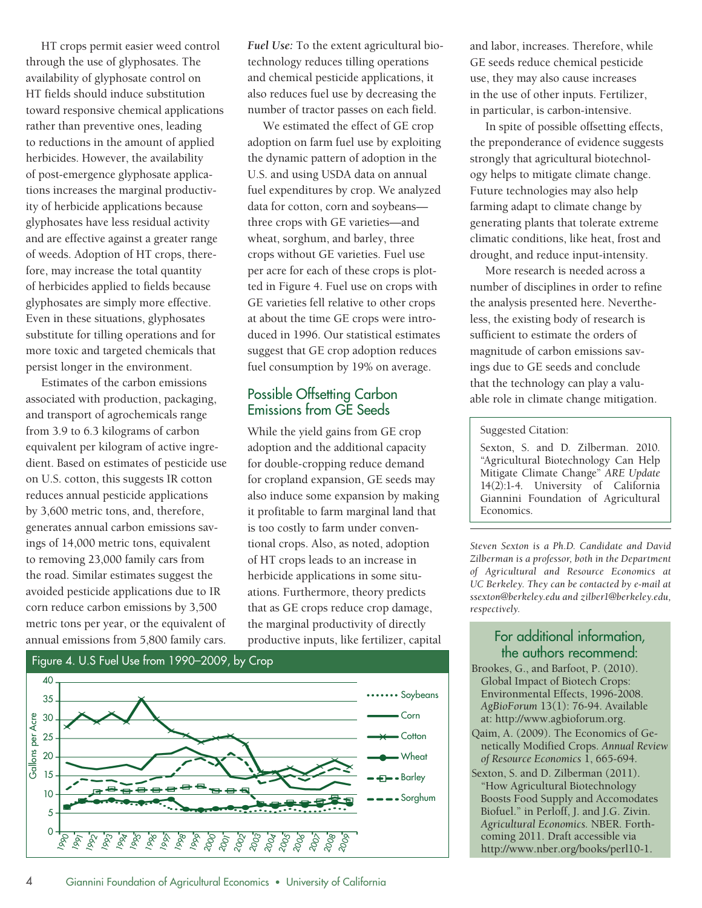HT crops permit easier weed control through the use of glyphosates. The availability of glyphosate control on HT fields should induce substitution toward responsive chemical applications rather than preventive ones, leading to reductions in the amount of applied herbicides. However, the availability of post-emergence glyphosate applications increases the marginal productivity of herbicide applications because glyphosates have less residual activity and are effective against a greater range of weeds. Adoption of HT crops, therefore, may increase the total quantity of herbicides applied to fields because glyphosates are simply more effective. Even in these situations, glyphosates substitute for tilling operations and for more toxic and targeted chemicals that persist longer in the environment.

Estimates of the carbon emissions associated with production, packaging, and transport of agrochemicals range from 3.9 to 6.3 kilograms of carbon equivalent per kilogram of active ingredient. Based on estimates of pesticide use on U.S. cotton, this suggests IR cotton reduces annual pesticide applications by 3,600 metric tons, and, therefore, generates annual carbon emissions savings of 14,000 metric tons, equivalent to removing 23,000 family cars from the road. Similar estimates suggest the avoided pesticide applications due to IR corn reduce carbon emissions by 3,500 metric tons per year, or the equivalent of annual emissions from 5,800 family cars.

***Fuel Use:*** To the extent agricultural biotechnology reduces tilling operations and chemical pesticide applications, it also reduces fuel use by decreasing the number of tractor passes on each field.

We estimated the effect of GE crop adoption on farm fuel use by exploiting the dynamic pattern of adoption in the U.S. and using USDA data on annual fuel expenditures by crop. We analyzed data for cotton, corn and soybeans—three crops with GE varieties—and wheat, sorghum, and barley, three crops without GE varieties. Fuel use per acre for each of these crops is plotted in Figure 4. Fuel use on crops with GE varieties fell relative to other crops at about the time GE crops were introduced in 1996. Our statistical estimates suggest that GE crop adoption reduces fuel consumption by 19% on average.

## Possible Offsetting Carbon Emissions from GE Seeds

While the yield gains from GE crop adoption and the additional capacity for double-cropping reduce demand for cropland expansion, GE seeds may also induce some expansion by making it profitable to farm marginal land that is too costly to farm under conventional crops. Also, as noted, adoption of HT crops leads to an increase in herbicide applications in some situations. Furthermore, theory predicts that as GE crops reduce crop damage, the marginal productivity of directly productive inputs, like fertilizer, capital and labor, increases. Therefore, while GE seeds reduce chemical pesticide use, they may also cause increases in the use of other inputs. Fertilizer, in particular, is carbon-intensive.

In spite of possible offsetting effects, the preponderance of evidence suggests strongly that agricultural biotechnology helps to mitigate climate change. Future technologies may also help farming adapt to climate change by generating plants that tolerate extreme climatic conditions, like heat, frost and drought, and reduce input-intensity.

More research is needed across a number of disciplines in order to refine the analysis presented here. Nevertheless, the existing body of research is sufficient to estimate the orders of magnitude of carbon emissions savings due to GE seeds and conclude that the technology can play a valuable role in climate change mitigation.

Figure 4. U.S Fuel Use from 1990–2009, by Crop

Suggested Citation:

Sexton, S. and D. Zilberman. 2010. "Agricultural Biotechnology Can Help Mitigate Climate Change" *ARE Update* 14(2):1-4. University of California Giannini Foundation of Agricultural Economics.

*Steven Sexton is a Ph.D. Candidate and David Zilberman is a professor, both in the Department of Agricultural and Resource Economics at UC Berkeley. They can be contacted by e-mail at ssexton@berkeley.edu and zilber1@berkeley.edu, respectively.*

### For additional information, the authors recommend:

Brookes, G., and Barfoot, P. (2010). Global Impact of Biotech Crops: Environmental Effects, 1996-2008. *AgBioForum* 13(1): 76-94. Available at: http://www.agbioforum.org.

Qaim, A. (2009). The Economics of Genetically Modified Crops. *Annual Review of Resource Economics* 1, 665-694.

Sexton, S. and D. Zilberman (2011). "How Agricultural Biotechnology Boosts Food Supply and Accomodates Biofuel." in Perloff, J. and J.G. Zivin. *Agricultural Economics.* NBER. Forthcoming 2011. Draft accessible via http://www.nber.org/books/perl10-1.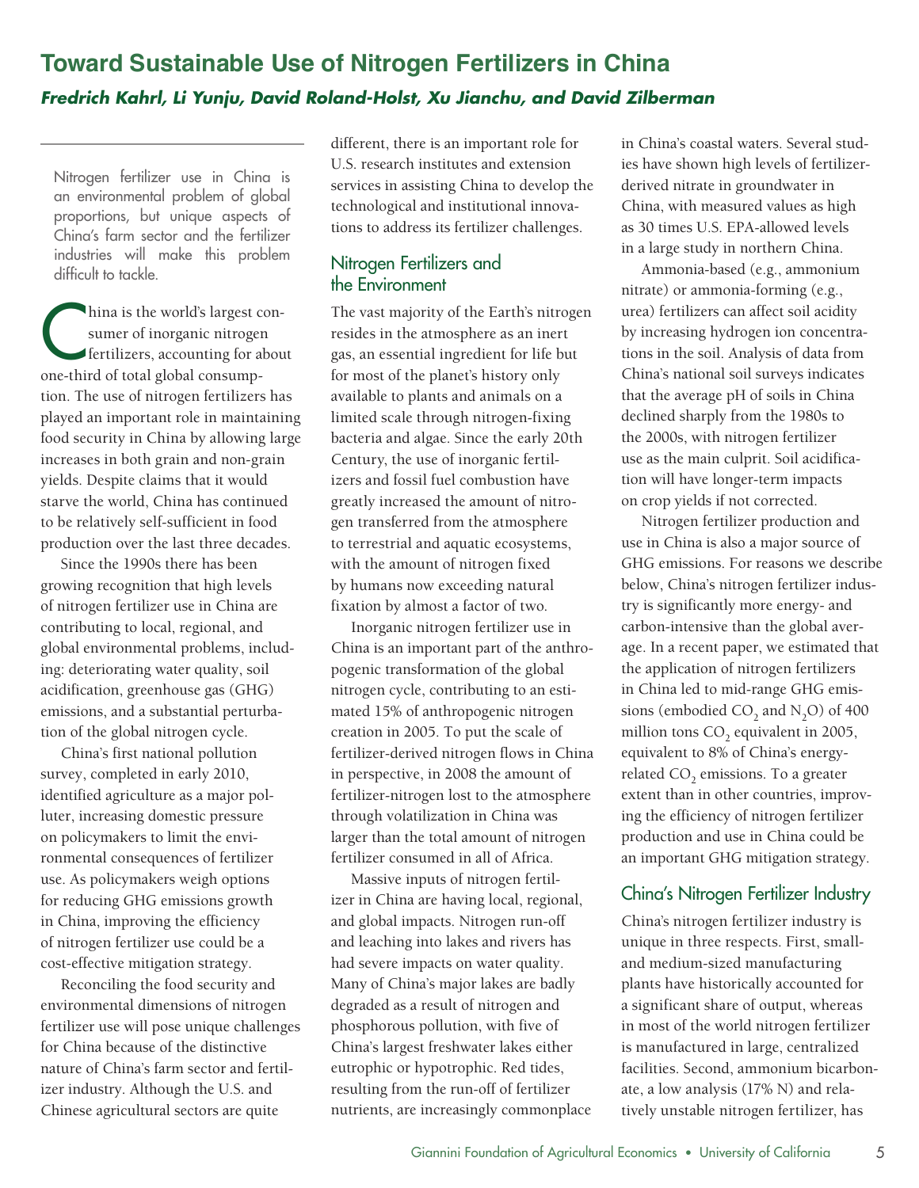# Toward Sustainable Use of Nitrogen Fertilizers in China

***Fredrich Kahrl, Li Yunju, David Roland-Holst, Xu Jianchu, and David Zilberman***

Nitrogen fertilizer use in China is an environmental problem of global proportions, but unique aspects of China's farm sector and the fertilizer industries will make this problem difficult to tackle.

China is the world's largest consumer of inorganic nitrogen fertilizers, accounting for about one-third of total global consumption. The use of nitrogen fertilizers has played an important role in maintaining food security in China by allowing large increases in both grain and non-grain yields. Despite claims that it would starve the world, China has continued to be relatively self-sufficient in food production over the last three decades.

Since the 1990s there has been growing recognition that high levels of nitrogen fertilizer use in China are contributing to local, regional, and global environmental problems, including: deteriorating water quality, soil acidification, greenhouse gas (GHG) emissions, and a substantial perturbation of the global nitrogen cycle.

China's first national pollution survey, completed in early 2010, identified agriculture as a major polluter, increasing domestic pressure on policymakers to limit the environmental consequences of fertilizer use. As policymakers weigh options for reducing GHG emissions growth in China, improving the efficiency of nitrogen fertilizer use could be a cost-effective mitigation strategy.

Reconciling the food security and environmental dimensions of nitrogen fertilizer use will pose unique challenges for China because of the distinctive nature of China's farm sector and fertilizer industry. Although the U.S. and Chinese agricultural sectors are quite different, there is an important role for U.S. research institutes and extension services in assisting China to develop the technological and institutional innovations to address its fertilizer challenges.

## Nitrogen Fertilizers and the Environment

The vast majority of the Earth's nitrogen resides in the atmosphere as an inert gas, an essential ingredient for life but for most of the planet's history only available to plants and animals on a limited scale through nitrogen-fixing bacteria and algae. Since the early 20th Century, the use of inorganic fertilizers and fossil fuel combustion have greatly increased the amount of nitrogen transferred from the atmosphere to terrestrial and aquatic ecosystems, with the amount of nitrogen fixed by humans now exceeding natural fixation by almost a factor of two.

Inorganic nitrogen fertilizer use in China is an important part of the anthropogenic transformation of the global nitrogen cycle, contributing to an estimated 15% of anthropogenic nitrogen creation in 2005. To put the scale of fertilizer-derived nitrogen flows in China in perspective, in 2008 the amount of fertilizer-nitrogen lost to the atmosphere through volatilization in China was larger than the total amount of nitrogen fertilizer consumed in all of Africa.

Massive inputs of nitrogen fertilizer in China are having local, regional, and global impacts. Nitrogen run-off and leaching into lakes and rivers has had severe impacts on water quality. Many of China's major lakes are badly degraded as a result of nitrogen and phosphorous pollution, with five of China's largest freshwater lakes either eutrophic or hypotrophic. Red tides, resulting from the run-off of fertilizer nutrients, are increasingly commonplace in China's coastal waters. Several studies have shown high levels of fertilizer-derived nitrate in groundwater in China, with measured values as high as 30 times U.S. EPA-allowed levels in a large study in northern China.

Ammonia-based (e.g., ammonium nitrate) or ammonia-forming (e.g., urea) fertilizers can affect soil acidity by increasing hydrogen ion concentrations in the soil. Analysis of data from China's national soil surveys indicates that the average pH of soils in China declined sharply from the 1980s to the 2000s, with nitrogen fertilizer use as the main culprit. Soil acidification will have longer-term impacts on crop yields if not corrected.

Nitrogen fertilizer production and use in China is also a major source of GHG emissions. For reasons we describe below, China's nitrogen fertilizer industry is significantly more energy- and carbon-intensive than the global average. In a recent paper, we estimated that the application of nitrogen fertilizers in China led to mid-range GHG emissions (embodied $CO_2$ and $N_2O$) of 400 million tons $CO_2$ equivalent in 2005, equivalent to 8% of China's energy-related $CO_2$ emissions. To a greater extent than in other countries, improving the efficiency of nitrogen fertilizer production and use in China could be an important GHG mitigation strategy.

## China's Nitrogen Fertilizer Industry

China's nitrogen fertilizer industry is unique in three respects. First, small- and medium-sized manufacturing plants have historically accounted for a significant share of output, whereas in most of the world nitrogen fertilizer is manufactured in large, centralized facilities. Second, ammonium bicarbonate, a low analysis (17% N) and relatively unstable nitrogen fertilizer, has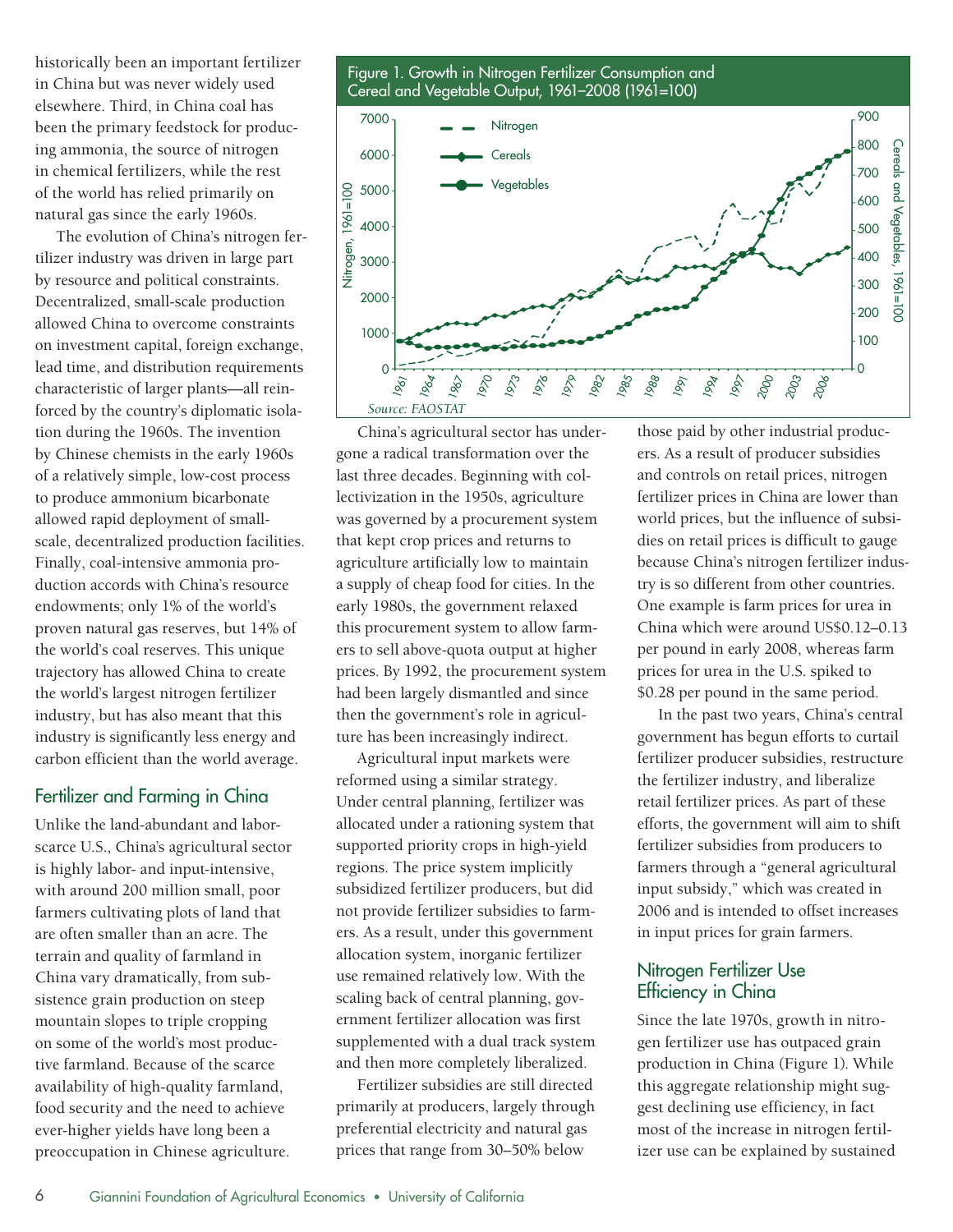historically been an important fertilizer in China but was never widely used elsewhere. Third, in China coal has been the primary feedstock for producing ammonia, the source of nitrogen in chemical fertilizers, while the rest of the world has relied primarily on natural gas since the early 1960s.

The evolution of China's nitrogen fertilizer industry was driven in large part by resource and political constraints. Decentralized, small-scale production allowed China to overcome constraints on investment capital, foreign exchange, lead time, and distribution requirements characteristic of larger plants—all reinforced by the country's diplomatic isolation during the 1960s. The invention by Chinese chemists in the early 1960s of a relatively simple, low-cost process to produce ammonium bicarbonate allowed rapid deployment of small-scale, decentralized production facilities. Finally, coal-intensive ammonia production accords with China's resource endowments; only 1% of the world's proven natural gas reserves, but 14% of the world's coal reserves. This unique trajectory has allowed China to create the world's largest nitrogen fertilizer industry, but has also meant that this industry is significantly less energy and carbon efficient than the world average.

## Fertilizer and Farming in China

Unlike the land-abundant and labor-scarce U.S., China's agricultural sector is highly labor- and input-intensive, with around 200 million small, poor farmers cultivating plots of land that are often smaller than an acre. The terrain and quality of farmland in China vary dramatically, from subsistence grain production on steep mountain slopes to triple cropping on some of the world's most productive farmland. Because of the scarce availability of high-quality farmland, food security and the need to achieve ever-higher yields have long been a preoccupation in Chinese agriculture.

Figure 1. Growth in Nitrogen Fertilizer Consumption and Cereal and Vegetable Output, 1961–2008 (1961=100)

*Source: FAOSTAT*

China's agricultural sector has undergone a radical transformation over the last three decades. Beginning with collectivization in the 1950s, agriculture was governed by a procurement system that kept crop prices and returns to agriculture artificially low to maintain a supply of cheap food for cities. In the early 1980s, the government relaxed this procurement system to allow farmers to sell above-quota output at higher prices. By 1992, the procurement system had been largely dismantled and since then the government's role in agriculture has been increasingly indirect.

Agricultural input markets were reformed using a similar strategy. Under central planning, fertilizer was allocated under a rationing system that supported priority crops in high-yield regions. The price system implicitly subsidized fertilizer producers, but did not provide fertilizer subsidies to farmers. As a result, under this government allocation system, inorganic fertilizer use remained relatively low. With the scaling back of central planning, government fertilizer allocation was first supplemented with a dual track system and then more completely liberalized.

Fertilizer subsidies are still directed primarily at producers, largely through preferential electricity and natural gas prices that range from 30–50% below those paid by other industrial producers. As a result of producer subsidies and controls on retail prices, nitrogen fertilizer prices in China are lower than world prices, but the influence of subsidies on retail prices is difficult to gauge because China's nitrogen fertilizer industry is so different from other countries. One example is farm prices for urea in China which were around US$0.12–0.13 per pound in early 2008, whereas farm prices for urea in the U.S. spiked to $0.28 per pound in the same period.

In the past two years, China's central government has begun efforts to curtail fertilizer producer subsidies, restructure the fertilizer industry, and liberalize retail fertilizer prices. As part of these efforts, the government will aim to shift fertilizer subsidies from producers to farmers through a "general agricultural input subsidy," which was created in 2006 and is intended to offset increases in input prices for grain farmers.

## Nitrogen Fertilizer Use Efficiency in China

Since the late 1970s, growth in nitrogen fertilizer use has outpaced grain production in China (Figure 1). While this aggregate relationship might suggest declining use efficiency, in fact most of the increase in nitrogen fertilizer use can be explained by sustained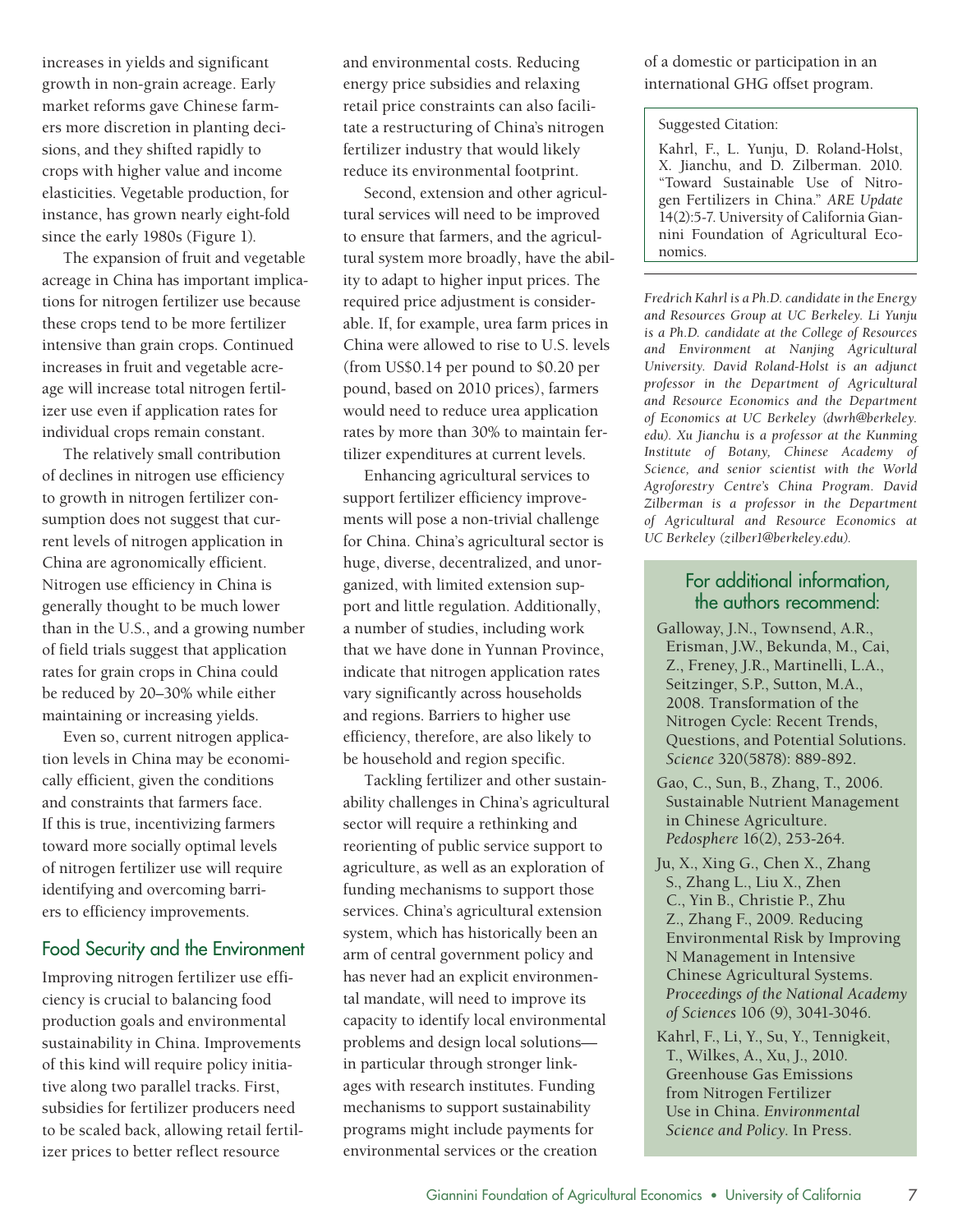increases in yields and significant growth in non-grain acreage. Early market reforms gave Chinese farmers more discretion in planting decisions, and they shifted rapidly to crops with higher value and income elasticities. Vegetable production, for instance, has grown nearly eight-fold since the early 1980s (Figure 1).

The expansion of fruit and vegetable acreage in China has important implications for nitrogen fertilizer use because these crops tend to be more fertilizer intensive than grain crops. Continued increases in fruit and vegetable acreage will increase total nitrogen fertilizer use even if application rates for individual crops remain constant.

The relatively small contribution of declines in nitrogen use efficiency to growth in nitrogen fertilizer consumption does not suggest that current levels of nitrogen application in China are agronomically efficient. Nitrogen use efficiency in China is generally thought to be much lower than in the U.S., and a growing number of field trials suggest that application rates for grain crops in China could be reduced by 20–30% while either maintaining or increasing yields.

Even so, current nitrogen application levels in China may be economically efficient, given the conditions and constraints that farmers face. If this is true, incentivizing farmers toward more socially optimal levels of nitrogen fertilizer use will require identifying and overcoming barriers to efficiency improvements.

## Food Security and the Environment

Improving nitrogen fertilizer use efficiency is crucial to balancing food production goals and environmental sustainability in China. Improvements of this kind will require policy initiative along two parallel tracks. First, subsidies for fertilizer producers need to be scaled back, allowing retail fertilizer prices to better reflect resource and environmental costs. Reducing energy price subsidies and relaxing retail price constraints can also facilitate a restructuring of China's nitrogen fertilizer industry that would likely reduce its environmental footprint.

Second, extension and other agricultural services will need to be improved to ensure that farmers, and the agricultural system more broadly, have the ability to adapt to higher input prices. The required price adjustment is considerable. If, for example, urea farm prices in China were allowed to rise to U.S. levels (from US$0.14 per pound to $0.20 per pound, based on 2010 prices), farmers would need to reduce urea application rates by more than 30% to maintain fertilizer expenditures at current levels.

Enhancing agricultural services to support fertilizer efficiency improvements will pose a non-trivial challenge for China. China's agricultural sector is huge, diverse, decentralized, and unorganized, with limited extension support and little regulation. Additionally, a number of studies, including work that we have done in Yunnan Province, indicate that nitrogen application rates vary significantly across households and regions. Barriers to higher use efficiency, therefore, are also likely to be household and region specific.

Tackling fertilizer and other sustainability challenges in China's agricultural sector will require a rethinking and reorienting of public service support to agriculture, as well as an exploration of funding mechanisms to support those services. China's agricultural extension system, which has historically been an arm of central government policy and has never had an explicit environmental mandate, will need to improve its capacity to identify local environmental problems and design local solutions—in particular through stronger linkages with research institutes. Funding mechanisms to support sustainability programs might include payments for environmental services or the creation of a domestic or participation in an international GHG offset program.

Suggested Citation:

Kahrl, F., L. Yunju, D. Roland-Holst, X. Jianchu, and D. Zilberman. 2010. "Toward Sustainable Use of Nitrogen Fertilizers in China." *ARE Update* 14(2):5-7. University of California Giannini Foundation of Agricultural Economics.

*Fredrich Kahrl is a Ph.D. candidate in the Energy and Resources Group at UC Berkeley. Li Yunju is a Ph.D. candidate at the College of Resources and Environment at Nanjing Agricultural University. David Roland-Holst is an adjunct professor in the Department of Agricultural and Resource Economics and the Department of Economics at UC Berkeley (dwrh@berkeley.edu). Xu Jianchu is a professor at the Kunming Institute of Botany, Chinese Academy of Science, and senior scientist with the World Agroforestry Centre's China Program. David Zilberman is a professor in the Department of Agricultural and Resource Economics at UC Berkeley (zilber1@berkeley.edu).*

### For additional information, the authors recommend:

Galloway, J.N., Townsend, A.R., Erisman, J.W., Bekunda, M., Cai, Z., Freney, J.R., Martinelli, L.A., Seitzinger, S.P., Sutton, M.A., 2008. Transformation of the Nitrogen Cycle: Recent Trends, Questions, and Potential Solutions. *Science* 320(5878): 889-892.

Gao, C., Sun, B., Zhang, T., 2006. Sustainable Nutrient Management in Chinese Agriculture. *Pedosphere* 16(2), 253-264.

Ju, X., Xing G., Chen X., Zhang S., Zhang L., Liu X., Zhen C., Yin B., Christie P., Zhu Z., Zhang F., 2009. Reducing Environmental Risk by Improving N Management in Intensive Chinese Agricultural Systems. *Proceedings of the National Academy of Sciences* 106 (9), 3041-3046.

Kahrl, F., Li, Y., Su, Y., Tennigkeit, T., Wilkes, A., Xu, J., 2010. Greenhouse Gas Emissions from Nitrogen Fertilizer Use in China. *Environmental Science and Policy*. In Press.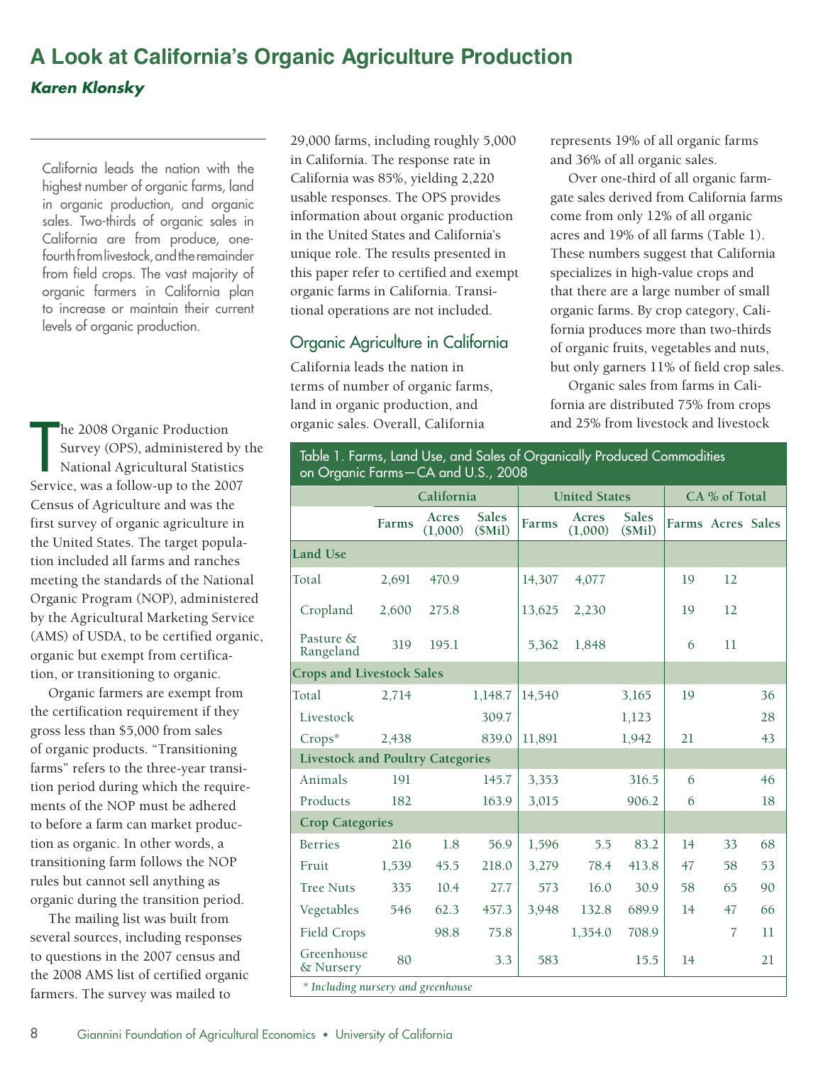# A Look at California's Organic Agriculture Production

***Karen Klonsky***

California leads the nation with the highest number of organic farms, land in organic production, and organic sales. Two-thirds of organic sales in California are from produce, one-fourth from livestock, and the remainder from field crops. The vast majority of organic farmers in California plan to increase or maintain their current levels of organic production.

The 2008 Organic Production Survey (OPS), administered by the National Agricultural Statistics Service, was a follow-up to the 2007 Census of Agriculture and was the first survey of organic agriculture in the United States. The target population included all farms and ranches meeting the standards of the National Organic Program (NOP), administered by the Agricultural Marketing Service (AMS) of USDA, to be certified organic, organic but exempt from certification, or transitioning to organic.

Organic farmers are exempt from the certification requirement if they gross less than $5,000 from sales of organic products. "Transitioning farms" refers to the three-year transition period during which the requirements of the NOP must be adhered to before a farm can market production as organic. In other words, a transitioning farm follows the NOP rules but cannot sell anything as organic during the transition period.

The mailing list was built from several sources, including responses to questions in the 2007 census and the 2008 AMS list of certified organic farmers. The survey was mailed to 29,000 farms, including roughly 5,000 in California. The response rate in California was 85%, yielding 2,220 usable responses. The OPS provides information about organic production in the United States and California's unique role. The results presented in this paper refer to certified and exempt organic farms in California. Transitional operations are not included.

## Organic Agriculture in California

California leads the nation in terms of number of organic farms, land in organic production, and organic sales. Overall, California represents 19% of all organic farms and 36% of all organic sales.

Over one-third of all organic farmgate sales derived from California farms come from only 12% of all organic acres and 19% of all farms (Table 1). These numbers suggest that California specializes in high-value crops and that there are a large number of small organic farms. By crop category, California produces more than two-thirds of organic fruits, vegetables and nuts, but only garners 11% of field crop sales.

Organic sales from farms in California are distributed 75% from crops and 25% from livestock and livestock

Table 1. Farms, Land Use, and Sales of Organically Produced Commodities on Organic Farms—CA and U.S., 2008

| | California | | | United States | | | CA % of Total | | |
|---|---|---|---|---|---|---|---|---|---|
| | Farms | Acres (1,000) | Sales ($Mil) | Farms | Acres (1,000) | Sales ($Mil) | Farms | Acres | Sales |
| **Land Use** | | | | | | | | | |
| Total | 2,691 | 470.9 | | 14,307 | 4,077 | | 19 | 12 | |
| Cropland | 2,600 | 275.8 | | 13,625 | 2,230 | | 19 | 12 | |
| Pasture & Rangeland | 319 | 195.1 | | 5,362 | 1,848 | | 6 | 11 | |
| **Crops and Livestock Sales** | | | | | | | | | |
| Total | 2,714 | | 1,148.7 | 14,540 | | 3,165 | 19 | | 36 |
| Livestock | | | 309.7 | | | 1,123 | | | 28 |
| Crops* | 2,438 | | 839.0 | 11,891 | | 1,942 | 21 | | 43 |
| **Livestock and Poultry Categories** | | | | | | | | | |
| Animals | 191 | | 145.7 | 3,353 | | 316.5 | 6 | | 46 |
| Products | 182 | | 163.9 | 3,015 | | 906.2 | 6 | | 18 |
| **Crop Categories** | | | | | | | | | |
| Berries | 216 | 1.8 | 56.9 | 1,596 | 5.5 | 83.2 | 14 | 33 | 68 |
| Fruit | 1,539 | 45.5 | 218.0 | 3,279 | 78.4 | 413.8 | 47 | 58 | 53 |
| Tree Nuts | 335 | 10.4 | 27.7 | 573 | 16.0 | 30.9 | 58 | 65 | 90 |
| Vegetables | 546 | 62.3 | 457.3 | 3,948 | 132.8 | 689.9 | 14 | 47 | 66 |
| Field Crops | | 98.8 | 75.8 | | 1,354.0 | 708.9 | | 7 | 11 |
| Greenhouse & Nursery | 80 | | 3.3 | 583 | | 15.5 | 14 | | 21 |

*\* Including nursery and greenhouse*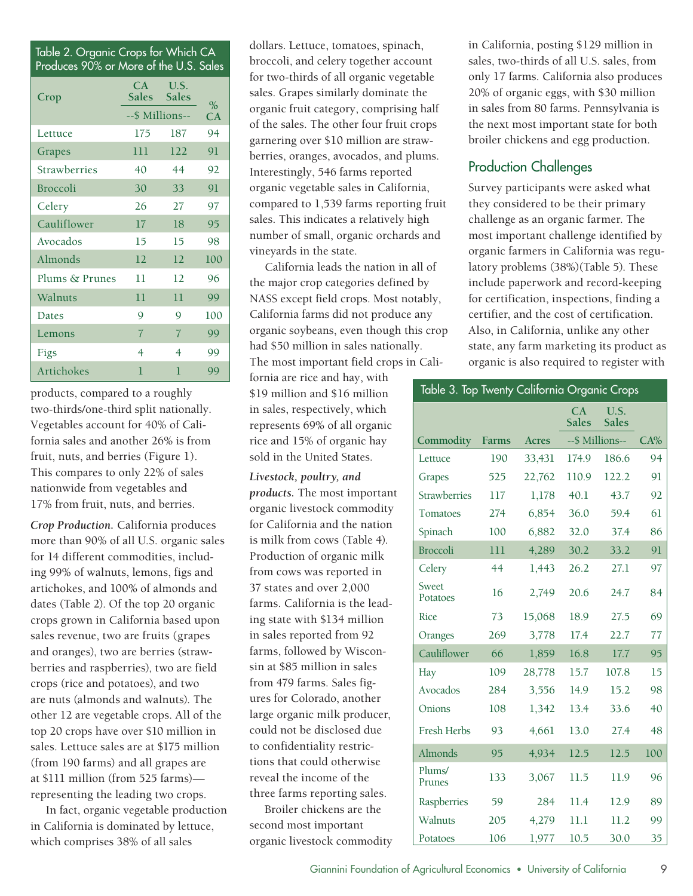**Table 2. Organic Crops for Which CA Produces 90% or More of the U.S. Sales**

| Crop | CA Sales | U.S. Sales | % CA |
|---|---|---|---|
| | --$ Millions-- | | |
| Lettuce | 175 | 187 | 94 |
| Grapes | 111 | 122 | 91 |
| Strawberries | 40 | 44 | 92 |
| Broccoli | 30 | 33 | 91 |
| Celery | 26 | 27 | 97 |
| Cauliflower | 17 | 18 | 95 |
| Avocados | 15 | 15 | 98 |
| Almonds | 12 | 12 | 100 |
| Plums & Prunes | 11 | 12 | 96 |
| Walnuts | 11 | 11 | 99 |
| Dates | 9 | 9 | 100 |
| Lemons | 7 | 7 | 99 |
| Figs | 4 | 4 | 99 |
| Artichokes | 1 | 1 | 99 |

products, compared to a roughly two-thirds/one-third split nationally. Vegetables account for 40% of California sales and another 26% is from fruit, nuts, and berries (Figure 1). This compares to only 22% of sales nationwide from vegetables and 17% from fruit, nuts, and berries.

*Crop Production.* California produces more than 90% of all U.S. organic sales for 14 different commodities, including 99% of walnuts, lemons, figs and artichokes, and 100% of almonds and dates (Table 2). Of the top 20 organic crops grown in California based upon sales revenue, two are fruits (grapes and oranges), two are berries (strawberries and raspberries), two are field crops (rice and potatoes), and two are nuts (almonds and walnuts). The other 12 are vegetable crops. All of the top 20 crops have over $10 million in sales. Lettuce sales are at $175 million (from 190 farms) and all grapes are at $111 million (from 525 farms)—representing the leading two crops.

In fact, organic vegetable production in California is dominated by lettuce, which comprises 38% of all sales dollars. Lettuce, tomatoes, spinach, broccoli, and celery together account for two-thirds of all organic vegetable sales. Grapes similarly dominate the organic fruit category, comprising half of the sales. The other four fruit crops garnering over $10 million are strawberries, oranges, avocados, and plums. Interestingly, 546 farms reported organic vegetable sales in California, compared to 1,539 farms reporting fruit sales. This indicates a relatively high number of small, organic orchards and vineyards in the state.

California leads the nation in all of the major crop categories defined by NASS except field crops. Most notably, California farms did not produce any organic soybeans, even though this crop had $50 million in sales nationally. The most important field crops in California are rice and hay, with $19 million and $16 million in sales, respectively, which represents 69% of all organic rice and 15% of organic hay sold in the United States.

***Livestock, poultry, and products.*** The most important organic livestock commodity for California and the nation is milk from cows (Table 4). Production of organic milk from cows was reported in 37 states and over 2,000 farms. California is the leading state with $134 million in sales reported from 92 farms, followed by Wisconsin at $85 million in sales from 479 farms. Sales figures for Colorado, another large organic milk producer, could not be disclosed due to confidentiality restrictions that could otherwise reveal the income of the three farms reporting sales.

Broiler chickens are the second most important organic livestock commodity in California, posting $129 million in sales, two-thirds of all U.S. sales, from only 17 farms. California also produces 20% of organic eggs, with $30 million in sales from 80 farms. Pennsylvania is the next most important state for both broiler chickens and egg production.

## Production Challenges

Survey participants were asked what they considered to be their primary challenge as an organic farmer. The most important challenge identified by organic farmers in California was regulatory problems (38%)(Table 5). These include paperwork and record-keeping for certification, inspections, finding a certifier, and the cost of certification. Also, in California, unlike any other state, any farm marketing its product as organic is also required to register with

**Table 3. Top Twenty California Organic Crops**

| Commodity | Farms | Acres | CA Sales | U.S. Sales | CA% |
|---|---|---|---|---|---|
| | | | --$ Millions-- | | |
| Lettuce | 190 | 33,431 | 174.9 | 186.6 | 94 |
| Grapes | 525 | 22,762 | 110.9 | 122.2 | 91 |
| Strawberries | 117 | 1,178 | 40.1 | 43.7 | 92 |
| Tomatoes | 274 | 6,854 | 36.0 | 59.4 | 61 |
| Spinach | 100 | 6,882 | 32.0 | 37.4 | 86 |
| Broccoli | 111 | 4,289 | 30.2 | 33.2 | 91 |
| Celery | 44 | 1,443 | 26.2 | 27.1 | 97 |
| Sweet Potatoes | 16 | 2,749 | 20.6 | 24.7 | 84 |
| Rice | 73 | 15,068 | 18.9 | 27.5 | 69 |
| Oranges | 269 | 3,778 | 17.4 | 22.7 | 77 |
| Cauliflower | 66 | 1,859 | 16.8 | 17.7 | 95 |
| Hay | 109 | 28,778 | 15.7 | 107.8 | 15 |
| Avocados | 284 | 3,556 | 14.9 | 15.2 | 98 |
| Onions | 108 | 1,342 | 13.4 | 33.6 | 40 |
| Fresh Herbs | 93 | 4,661 | 13.0 | 27.4 | 48 |
| Almonds | 95 | 4,934 | 12.5 | 12.5 | 100 |
| Plums/ Prunes | 133 | 3,067 | 11.5 | 11.9 | 96 |
| Raspberries | 59 | 284 | 11.4 | 12.9 | 89 |
| Walnuts | 205 | 4,279 | 11.1 | 11.2 | 99 |
| Potatoes | 106 | 1,977 | 10.5 | 30.0 | 35 |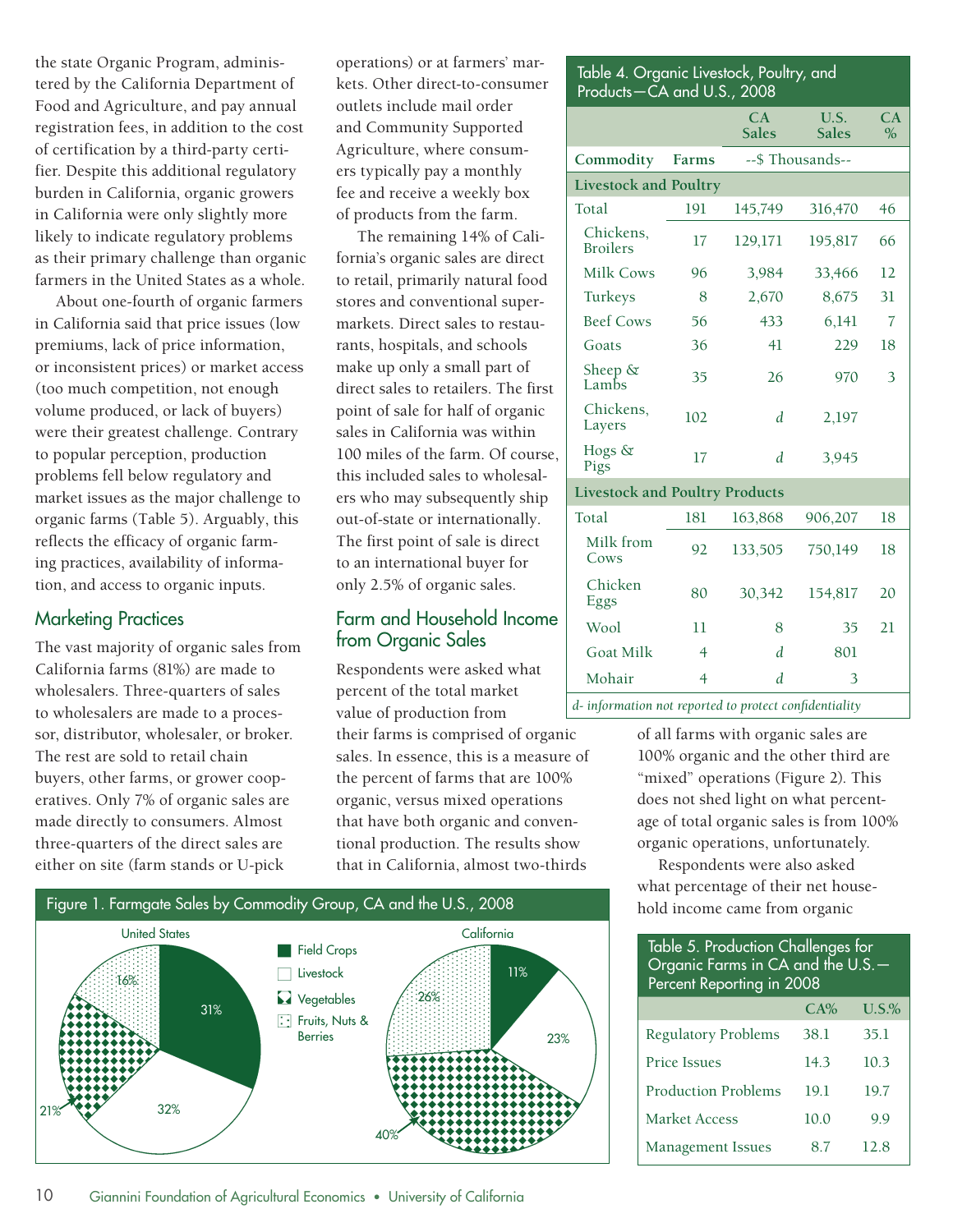the state Organic Program, administered by the California Department of Food and Agriculture, and pay annual registration fees, in addition to the cost of certification by a third-party certifier. Despite this additional regulatory burden in California, organic growers in California were only slightly more likely to indicate regulatory problems as their primary challenge than organic farmers in the United States as a whole.

About one-fourth of organic farmers in California said that price issues (low premiums, lack of price information, or inconsistent prices) or market access (too much competition, not enough volume produced, or lack of buyers) were their greatest challenge. Contrary to popular perception, production problems fell below regulatory and market issues as the major challenge to organic farms (Table 5). Arguably, this reflects the efficacy of organic farming practices, availability of information, and access to organic inputs.

## Marketing Practices

The vast majority of organic sales from California farms (81%) are made to wholesalers. Three-quarters of sales to wholesalers are made to a processor, distributor, wholesaler, or broker. The rest are sold to retail chain buyers, other farms, or grower cooperatives. Only 7% of organic sales are made directly to consumers. Almost three-quarters of the direct sales are either on site (farm stands or U-pick operations) or at farmers' markets. Other direct-to-consumer outlets include mail order and Community Supported Agriculture, where consumers typically pay a monthly fee and receive a weekly box of products from the farm.

The remaining 14% of California's organic sales are direct to retail, primarily natural food stores and conventional supermarkets. Direct sales to restaurants, hospitals, and schools make up only a small part of direct sales to retailers. The first point of sale for half of organic sales in California was within 100 miles of the farm. Of course, this included sales to wholesalers who may subsequently ship out-of-state or internationally. The first point of sale is direct to an international buyer for only 2.5% of organic sales.

## Farm and Household Income from Organic Sales

Respondents were asked what percent of the total market value of production from their farms is comprised of organic sales. In essence, this is a measure of the percent of farms that are 100% organic, versus mixed operations that have both organic and conventional production. The results show that in California, almost two-thirds of all farms with organic sales are 100% organic and the other third are "mixed" operations (Figure 2). This does not shed light on what percentage of total organic sales is from 100% organic operations, unfortunately.

Respondents were also asked what percentage of their net household income came from organic

**Table 4. Organic Livestock, Poultry, and Products—CA and U.S., 2008**

| Commodity | Farms | CA Sales | U.S. Sales | CA % |
|---|---|---|---|---|
| | | --$ Thousands-- | | |
| **Livestock and Poultry** | | | | |
| Total | 191 | 145,749 | 316,470 | 46 |
| Chickens, Broilers | 17 | 129,171 | 195,817 | 66 |
| Milk Cows | 96 | 3,984 | 33,466 | 12 |
| Turkeys | 8 | 2,670 | 8,675 | 31 |
| Beef Cows | 56 | 433 | 6,141 | 7 |
| Goats | 36 | 41 | 229 | 18 |
| Sheep & Lambs | 35 | 26 | 970 | 3 |
| Chickens, Layers | 102 | *d* | 2,197 | |
| Hogs & Pigs | 17 | *d* | 3,945 | |
| **Livestock and Poultry Products** | | | | |
| Total | 181 | 163,868 | 906,207 | 18 |
| Milk from Cows | 92 | 133,505 | 750,149 | 18 |
| Chicken Eggs | 80 | 30,342 | 154,817 | 20 |
| Wool | 11 | 8 | 35 | 21 |
| Goat Milk | 4 | *d* | 801 | |
| Mohair | 4 | *d* | 3 | |

*d- information not reported to protect confidentiality*

Figure 1. Farmgate Sales by Commodity Group, CA and the U.S., 2008

| | United States | California |
|---|---|---|
| Field Crops | 31% | 11% |
| Livestock | 32% | 23% |
| Vegetables | 21% | 40% |
| Fruits, Nuts & Berries | 16% | 26% |

**Table 5. Production Challenges for Organic Farms in CA and the U.S.—Percent Reporting in 2008**

| | CA% | U.S.% |
|---|---|---|
| Regulatory Problems | 38.1 | 35.1 |
| Price Issues | 14.3 | 10.3 |
| Production Problems | 19.1 | 19.7 |
| Market Access | 10.0 | 9.9 |
| Management Issues | 8.7 | 12.8 |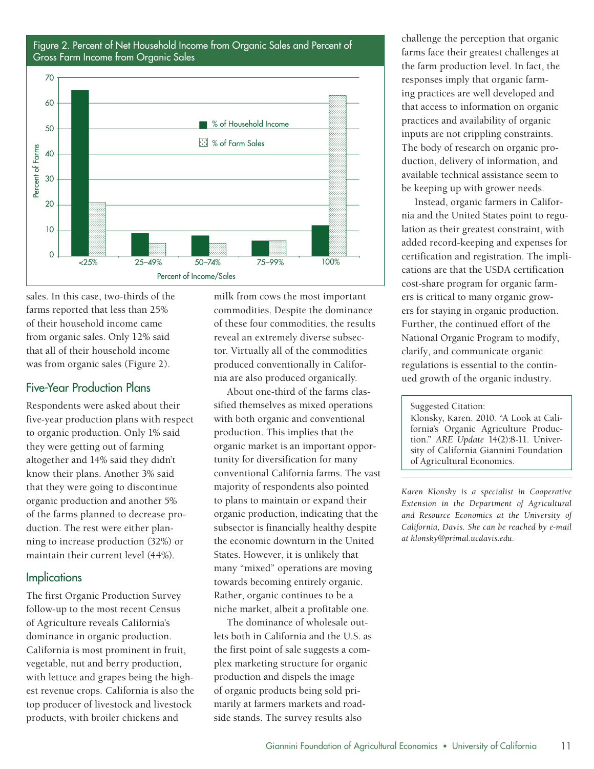Figure 2. Percent of Net Household Income from Organic Sales and Percent of Gross Farm Income from Organic Sales

| Percent of Income/Sales | % of Household Income | % of Farm Sales |
|---|---|---|
| <25% | 65 | 21 |
| 25–49% | 9 | 5 |
| 50–74% | 8 | 5 |
| 75–99% | 6 | 6 |
| 100% | 12 | 63 |

sales. In this case, two-thirds of the farms reported that less than 25% of their household income came from organic sales. Only 12% said that all of their household income was from organic sales (Figure 2).

## Five-Year Production Plans

Respondents were asked about their five-year production plans with respect to organic production. Only 1% said they were getting out of farming altogether and 14% said they didn't know their plans. Another 3% said that they were going to discontinue organic production and another 5% of the farms planned to decrease production. The rest were either planning to increase production (32%) or maintain their current level (44%).

## Implications

The first Organic Production Survey follow-up to the most recent Census of Agriculture reveals California's dominance in organic production. California is most prominent in fruit, vegetable, nut and berry production, with lettuce and grapes being the highest revenue crops. California is also the top producer of livestock and livestock products, with broiler chickens and milk from cows the most important commodities. Despite the dominance of these four commodities, the results reveal an extremely diverse subsector. Virtually all of the commodities produced conventionally in California are also produced organically.

About one-third of the farms classified themselves as mixed operations with both organic and conventional production. This implies that the organic market is an important opportunity for diversification for many conventional California farms. The vast majority of respondents also pointed to plans to maintain or expand their organic production, indicating that the subsector is financially healthy despite the economic downturn in the United States. However, it is unlikely that many "mixed" operations are moving towards becoming entirely organic. Rather, organic continues to be a niche market, albeit a profitable one.

The dominance of wholesale outlets both in California and the U.S. as the first point of sale suggests a complex marketing structure for organic production and dispels the image of organic products being sold primarily at farmers markets and roadside stands. The survey results also challenge the perception that organic farms face their greatest challenges at the farm production level. In fact, the responses imply that organic farming practices are well developed and that access to information on organic practices and availability of organic inputs are not crippling constraints. The body of research on organic production, delivery of information, and available technical assistance seem to be keeping up with grower needs.

Instead, organic farmers in California and the United States point to regulation as their greatest constraint, with added record-keeping and expenses for certification and registration. The implications are that the USDA certification cost-share program for organic farmers is critical to many organic growers for staying in organic production. Further, the continued effort of the National Organic Program to modify, clarify, and communicate organic regulations is essential to the continued growth of the organic industry.

Suggested Citation:
Klonsky, Karen. 2010. "A Look at California's Organic Agriculture Production." *ARE Update* 14(2):8-11. University of California Giannini Foundation of Agricultural Economics.

*Karen Klonsky is a specialist in Cooperative Extension in the Department of Agricultural and Resource Economics at the University of California, Davis. She can be reached by e-mail at klonsky@primal.ucdavis.edu.*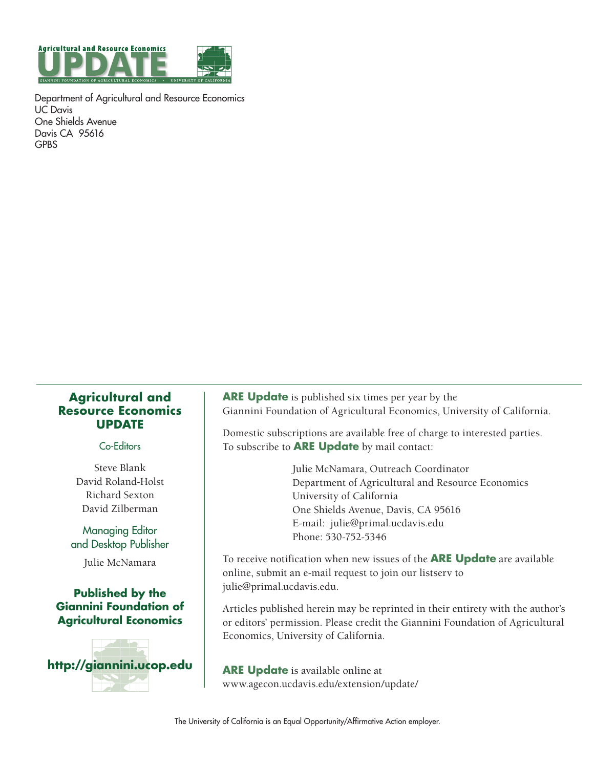Agricultural and Resource Economics

# UPDATE

GIANNINI FOUNDATION OF AGRICULTURAL ECONOMICS • UNIVERSITY OF CALIFORNIA

Department of Agricultural and Resource Economics
UC Davis
One Shields Avenue
Davis CA 95616
GPBS

## Agricultural and Resource Economics UPDATE

Co-Editors

Steve Blank
David Roland-Holst
Richard Sexton
David Zilberman

Managing Editor and Desktop Publisher

Julie McNamara

**Published by the Giannini Foundation of Agricultural Economics**

**http://giannini.ucop.edu**

**ARE Update** is published six times per year by the Giannini Foundation of Agricultural Economics, University of California.

Domestic subscriptions are available free of charge to interested parties. To subscribe to **ARE Update** by mail contact:

Julie McNamara, Outreach Coordinator
Department of Agricultural and Resource Economics
University of California
One Shields Avenue, Davis, CA 95616
E-mail: julie@primal.ucdavis.edu
Phone: 530-752-5346

To receive notification when new issues of the **ARE Update** are available online, submit an e-mail request to join our listserv to julie@primal.ucdavis.edu.

Articles published herein may be reprinted in their entirety with the author's or editors' permission. Please credit the Giannini Foundation of Agricultural Economics, University of California.

**ARE Update** is available online at www.agecon.ucdavis.edu/extension/update/

The University of California is an Equal Opportunity/Affirmative Action employer.